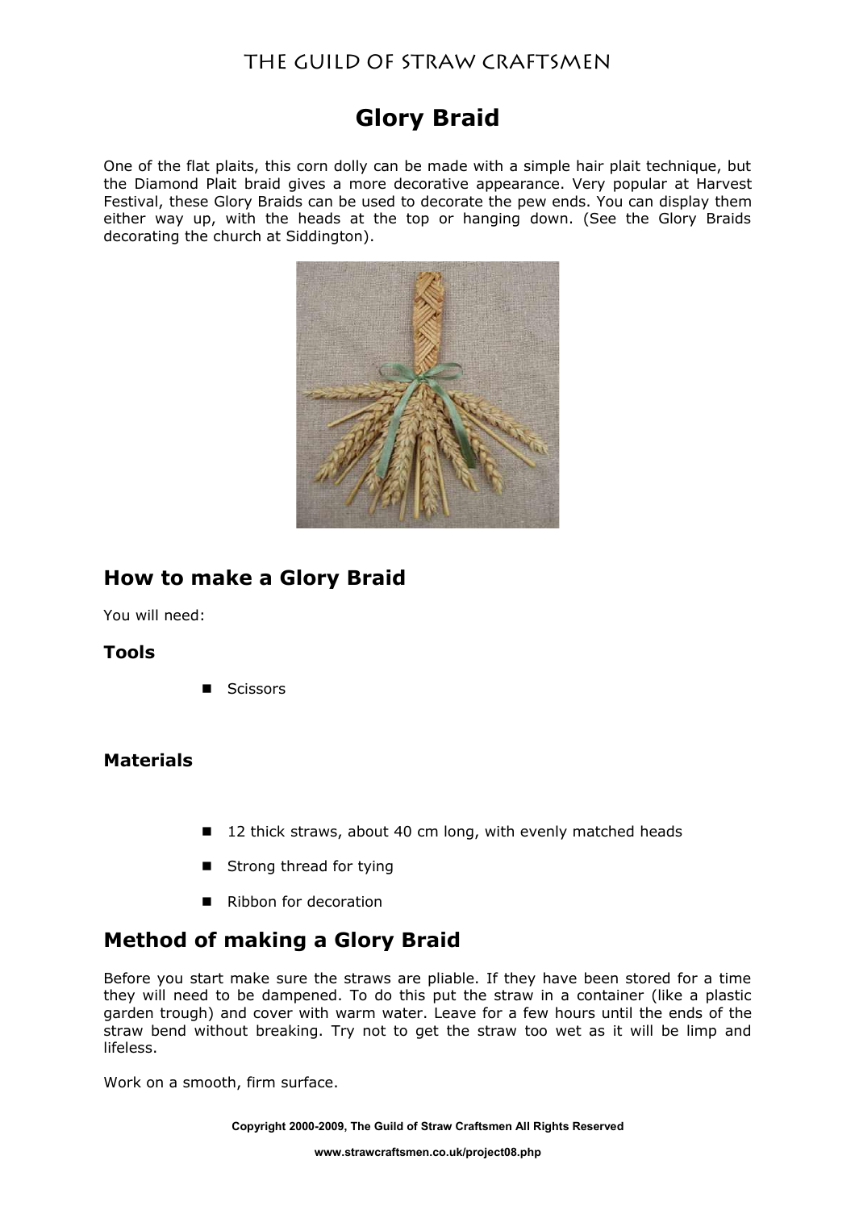# Glory Braid

One of the flat plaits, this corn dolly can be made with a simple hair plait technique, but the Diamond Plait braid gives a more decorative appearance. Very popular at Harvest Festival, these Glory Braids can be used to decorate the pew ends. You can display them either way up, with the heads at the top or hanging down. (See the Glory Braids decorating the church at Siddington).

## How to make a Glory Braid

You will need:

### Tools

- Scissors

### Materials

- 12 thick straws, about 40 cm long, with evenly matched heads
- Strong thread for tying
- Ribbon for decoration

## Method of making a Glory Braid

Before you start make sure the straws are pliable. If they have been stored for a time they will need to be dampened. To do this put the straw in a container (like a plastic garden trough) and cover with warm water. Leave for a few hours until the ends of the straw bend without breaking. Try not to get the straw too wet as it will be limp and lifeless.

Work on a smooth, firm surface.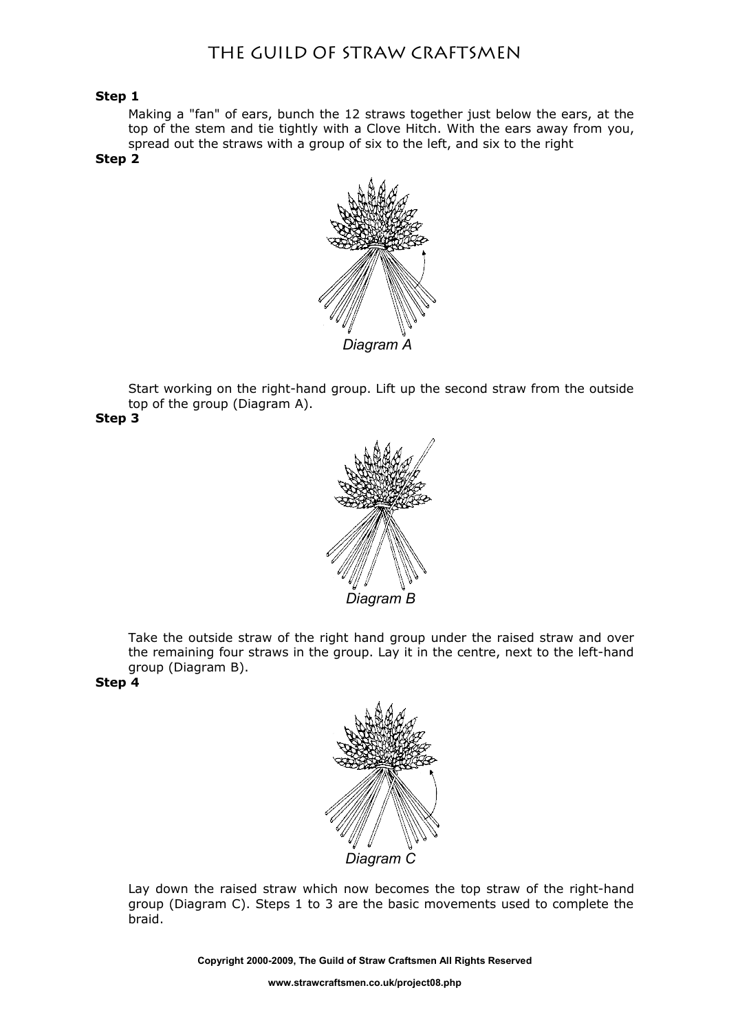**Step 1**

Making a "fan" of ears, bunch the 12 straws together just below the ears, at the top of the stem and tie tightly with a Clove Hitch. With the ears away from you, spread out the straws with a group of six to the left, and six to the right

**Step 2**

*Diagram A*

Start working on the right-hand group. Lift up the second straw from the outside top of the group (Diagram A).

**Step 3**

*Diagram B*

Take the outside straw of the right hand group under the raised straw and over the remaining four straws in the group. Lay it in the centre, next to the left-hand group (Diagram B).

**Step 4**

*Diagram C*

Lay down the raised straw which now becomes the top straw of the right-hand group (Diagram C). Steps 1 to 3 are the basic movements used to complete the braid.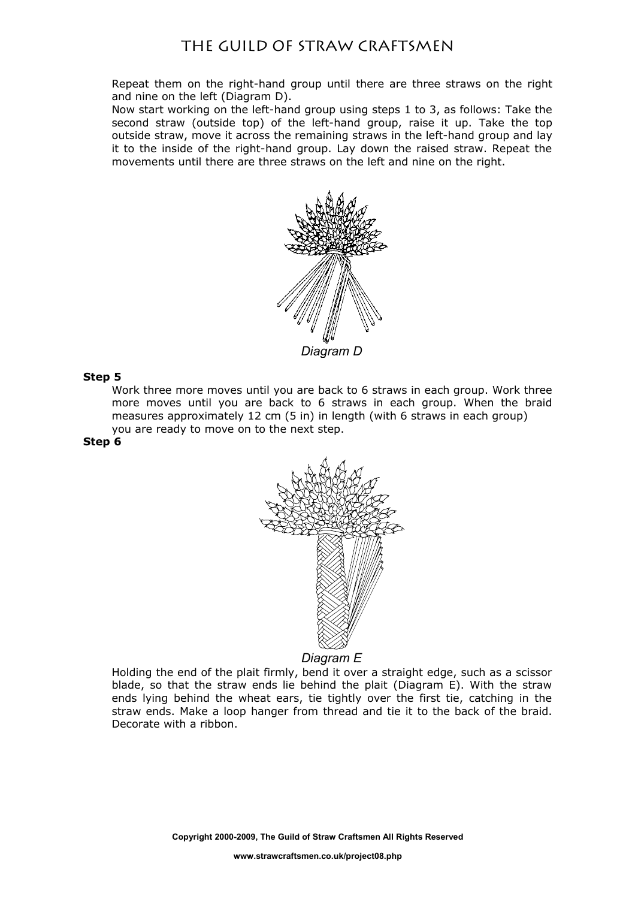Repeat them on the right-hand group until there are three straws on the right and nine on the left (Diagram D).

Now start working on the left-hand group using steps 1 to 3, as follows: Take the second straw (outside top) of the left-hand group, raise it up. Take the top outside straw, move it across the remaining straws in the left-hand group and lay it to the inside of the right-hand group. Lay down the raised straw. Repeat the movements until there are three straws on the left and nine on the right.

*Diagram D*

**Step 5**

Work three more moves until you are back to 6 straws in each group. Work three more moves until you are back to 6 straws in each group. When the braid measures approximately 12 cm (5 in) in length (with 6 straws in each group) you are ready to move on to the next step.

**Step 6**

*Diagram E*

Holding the end of the plait firmly, bend it over a straight edge, such as a scissor blade, so that the straw ends lie behind the plait (Diagram E). With the straw ends lying behind the wheat ears, tie tightly over the first tie, catching in the straw ends. Make a loop hanger from thread and tie it to the back of the braid. Decorate with a ribbon.